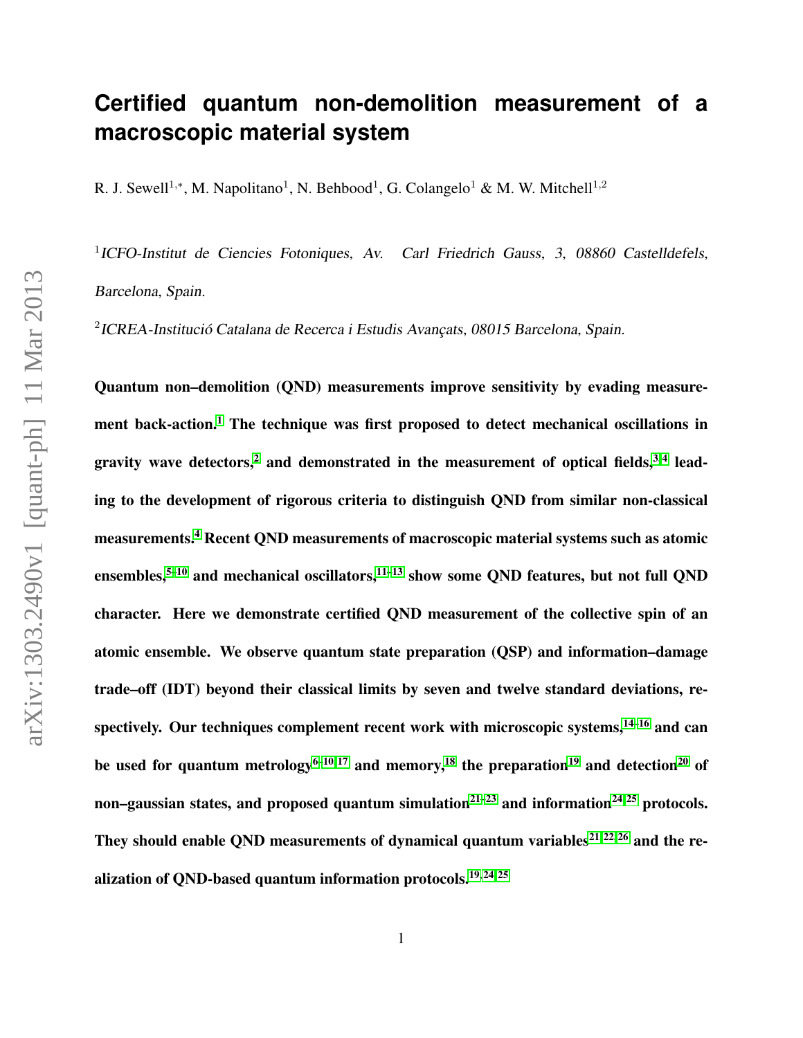# Certified quantum non-demolition measurement of a macroscopic material system

R. J. Sewell[1,*], M. Napolitano[1], N. Behbood[1], G. Colangelo[1] & M. W. Mitchell[1,2]

[1] *ICFO-Institut de Ciencies Fotoniques, Av. Carl Friedrich Gauss, 3, 08860 Castelldefels, Barcelona, Spain.*

[2] *ICREA-Institució Catalana de Recerca i Estudis Avançats, 08015 Barcelona, Spain.*

**Quantum non–demolition (QND) measurements improve sensitivity by evading measurement back-action.[1] The technique was first proposed to detect mechanical oscillations in gravity wave detectors,[2] and demonstrated in the measurement of optical fields,[3,4] leading to the development of rigorous criteria to distinguish QND from similar non-classical measurements.[4] Recent QND measurements of macroscopic material systems such as atomic ensembles,[5–10] and mechanical oscillators,[11–13] show some QND features, but not full QND character. Here we demonstrate certified QND measurement of the collective spin of an atomic ensemble. We observe quantum state preparation (QSP) and information–damage trade–off (IDT) beyond their classical limits by seven and twelve standard deviations, respectively. Our techniques complement recent work with microscopic systems,[14–16] and can be used for quantum metrology[6–10,17] and memory,[18] the preparation[19] and detection[20] of non–gaussian states, and proposed quantum simulation[21–23] and information[24,25] protocols. They should enable QND measurements of dynamical quantum variables[21,22,26] and the realization of QND-based quantum information protocols.[19,24,25]**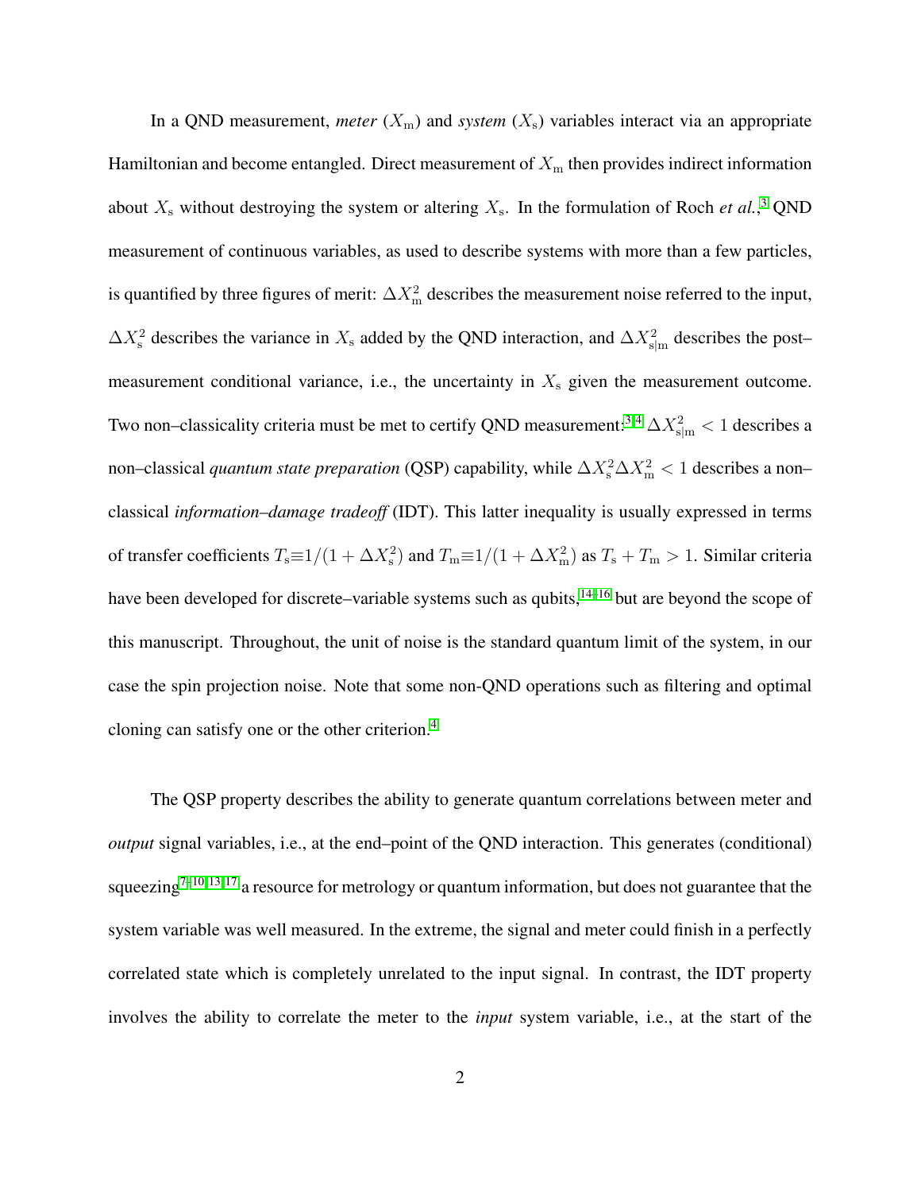In a QND measurement, *meter* ($X_{\rm m}$) and *system* ($X_{\rm s}$) variables interact via an appropriate Hamiltonian and become entangled. Direct measurement of $X_{\rm m}$ then provides indirect information about $X_{\rm s}$ without destroying the system or altering $X_{\rm s}$. In the formulation of Roch *et al.*,[3] QND measurement of continuous variables, as used to describe systems with more than a few particles, is quantified by three figures of merit: $\Delta X_{\rm m}^2$ describes the measurement noise referred to the input, $\Delta X_{\rm s}^2$ describes the variance in $X_{\rm s}$ added by the QND interaction, and $\Delta X_{\rm s|m}^2$ describes the post–measurement conditional variance, i.e., the uncertainty in $X_{\rm s}$ given the measurement outcome. Two non–classicality criteria must be met to certify QND measurement:[3,4] $\Delta X_{\rm s|m}^2 < 1$ describes a non–classical *quantum state preparation* (QSP) capability, while $\Delta X_{\rm s}^2 \Delta X_{\rm m}^2 < 1$ describes a non–classical *information–damage tradeoff* (IDT). This latter inequality is usually expressed in terms of transfer coefficients $T_{\rm s} \equiv 1/(1 + \Delta X_{\rm s}^2)$ and $T_{\rm m} \equiv 1/(1 + \Delta X_{\rm m}^2)$ as $T_{\rm s} + T_{\rm m} > 1$. Similar criteria have been developed for discrete–variable systems such as qubits,[14–16] but are beyond the scope of this manuscript. Throughout, the unit of noise is the standard quantum limit of the system, in our case the spin projection noise. Note that some non-QND operations such as filtering and optimal cloning can satisfy one or the other criterion.[4]

The QSP property describes the ability to generate quantum correlations between meter and *output* signal variables, i.e., at the end–point of the QND interaction. This generates (conditional) squeezing[7–10,13,17] a resource for metrology or quantum information, but does not guarantee that the system variable was well measured. In the extreme, the signal and meter could finish in a perfectly correlated state which is completely unrelated to the input signal. In contrast, the IDT property involves the ability to correlate the meter to the *input* system variable, i.e., at the start of the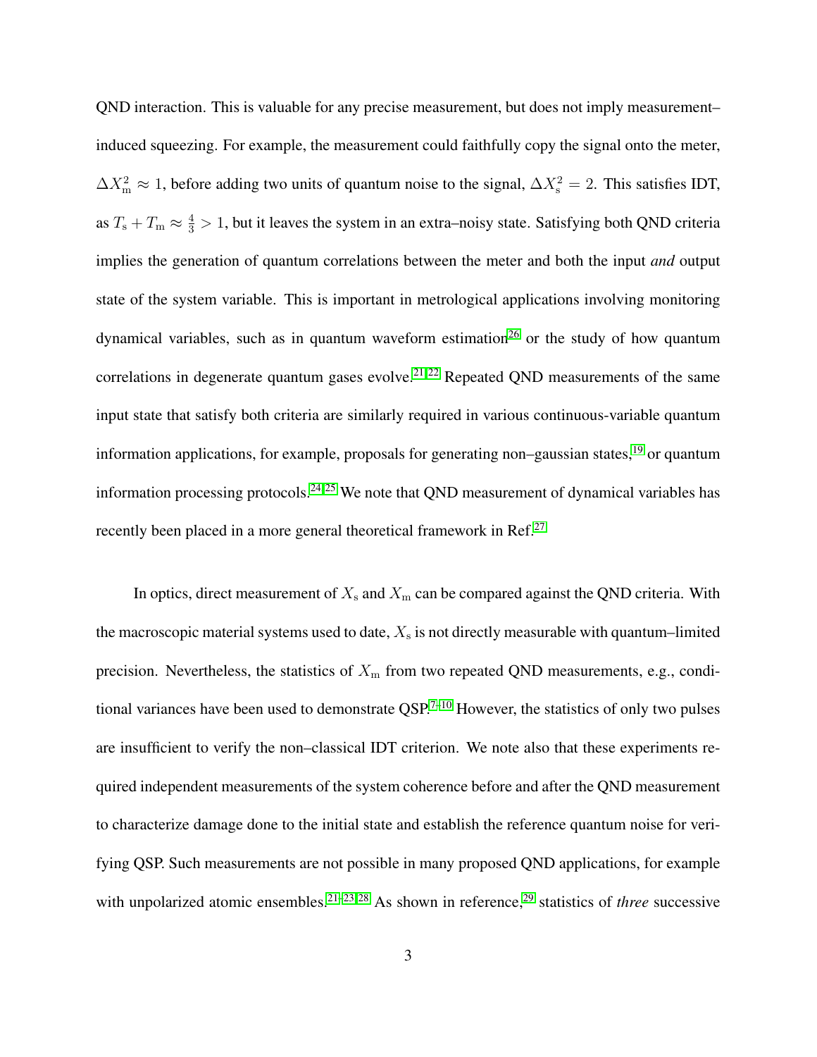QND interaction. This is valuable for any precise measurement, but does not imply measurement–induced squeezing. For example, the measurement could faithfully copy the signal onto the meter, $\Delta X_{\rm m}^2 \approx 1$, before adding two units of quantum noise to the signal, $\Delta X_{\rm s}^2 = 2$. This satisfies IDT, as $T_{\rm s} + T_{\rm m} \approx \frac{4}{3} > 1$, but it leaves the system in an extra–noisy state. Satisfying both QND criteria implies the generation of quantum correlations between the meter and both the input *and* output state of the system variable. This is important in metrological applications involving monitoring dynamical variables, such as in quantum waveform estimation[26] or the study of how quantum correlations in degenerate quantum gases evolve.[21,22] Repeated QND measurements of the same input state that satisfy both criteria are similarly required in various continuous-variable quantum information applications, for example, proposals for generating non–gaussian states,[19] or quantum information processing protocols.[24,25] We note that QND measurement of dynamical variables has recently been placed in a more general theoretical framework in Ref.[27]

In optics, direct measurement of $X_{\rm s}$ and $X_{\rm m}$ can be compared against the QND criteria. With the macroscopic material systems used to date, $X_{\rm s}$ is not directly measurable with quantum–limited precision. Nevertheless, the statistics of $X_{\rm m}$ from two repeated QND measurements, e.g., conditional variances have been used to demonstrate QSP.[7–10] However, the statistics of only two pulses are insufficient to verify the non–classical IDT criterion. We note also that these experiments required independent measurements of the system coherence before and after the QND measurement to characterize damage done to the initial state and establish the reference quantum noise for verifying QSP. Such measurements are not possible in many proposed QND applications, for example with unpolarized atomic ensembles.[21–23,28] As shown in reference,[29] statistics of *three* successive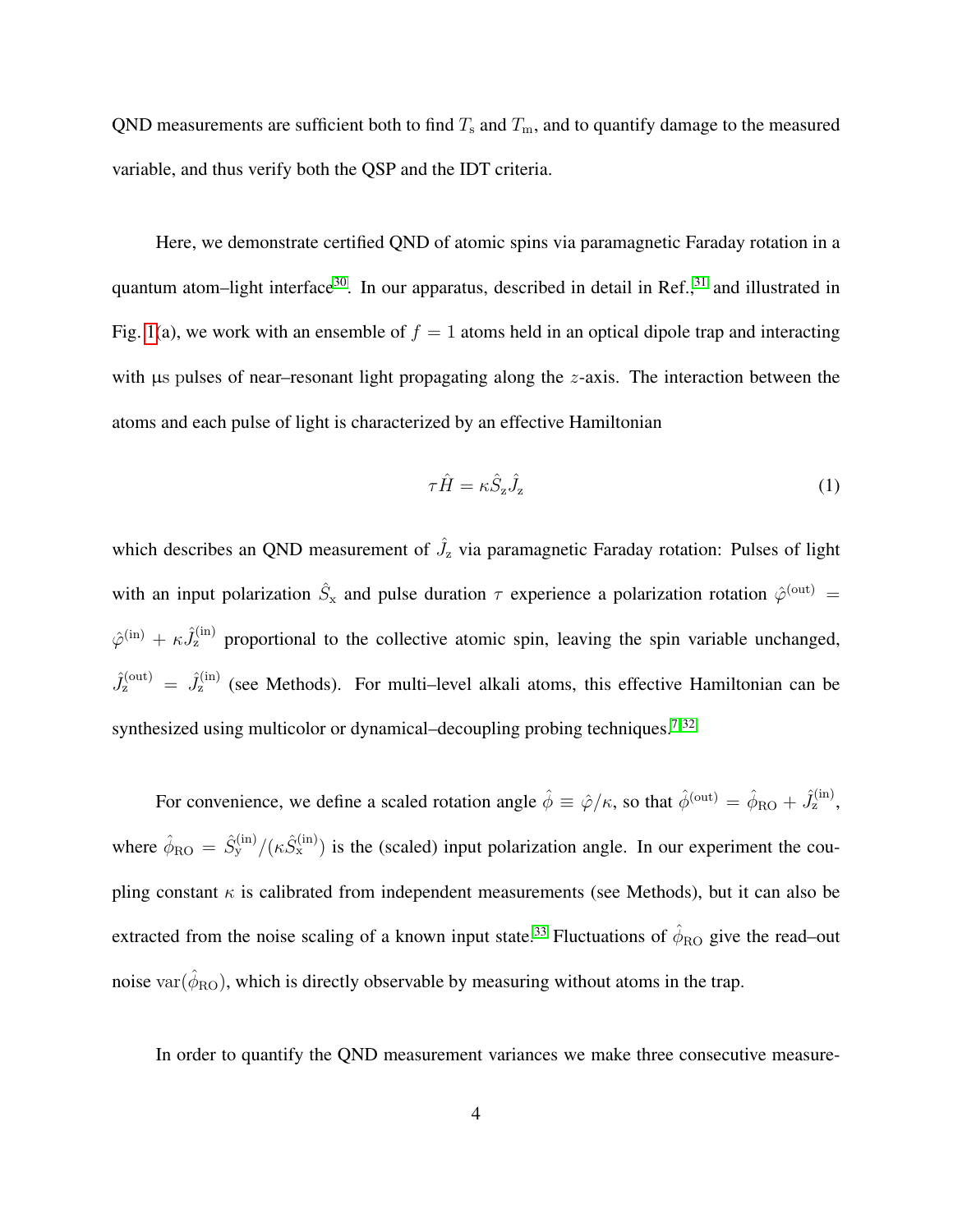QND measurements are sufficient both to find $T_\mathrm{s}$ and $T_\mathrm{m}$, and to quantify damage to the measured variable, and thus verify both the QSP and the IDT criteria.

Here, we demonstrate certified QND of atomic spins via paramagnetic Faraday rotation in a quantum atom–light interface[30]. In our apparatus, described in detail in Ref.,[31] and illustrated in Fig. 1(a), we work with an ensemble of $f = 1$ atoms held in an optical dipole trap and interacting with μs pulses of near–resonant light propagating along the $z$-axis. The interaction between the atoms and each pulse of light is characterized by an effective Hamiltonian

$$\tau \hat{H} = \kappa \hat{S}_\mathrm{z} \hat{J}_\mathrm{z} \tag{1}$$

which describes an QND measurement of $\hat{J}_\mathrm{z}$ via paramagnetic Faraday rotation: Pulses of light with an input polarization $\hat{S}_\mathrm{x}$ and pulse duration $\tau$ experience a polarization rotation $\hat{\varphi}^{(\mathrm{out})} = \hat{\varphi}^{(\mathrm{in})} + \kappa \hat{J}_\mathrm{z}^{(\mathrm{in})}$ proportional to the collective atomic spin, leaving the spin variable unchanged, $\hat{J}_\mathrm{z}^{(\mathrm{out})} = \hat{J}_\mathrm{z}^{(\mathrm{in})}$ (see Methods). For multi–level alkali atoms, this effective Hamiltonian can be synthesized using multicolor or dynamical–decoupling probing techniques.[7,32]

For convenience, we define a scaled rotation angle $\hat{\phi} \equiv \hat{\varphi}/\kappa$, so that $\hat{\phi}^{(\mathrm{out})} = \hat{\phi}_\mathrm{RO} + \hat{J}_\mathrm{z}^{(\mathrm{in})}$, where $\hat{\phi}_\mathrm{RO} = \hat{S}_\mathrm{y}^{(\mathrm{in})}/(\kappa \hat{S}_\mathrm{x}^{(\mathrm{in})})$ is the (scaled) input polarization angle. In our experiment the coupling constant $\kappa$ is calibrated from independent measurements (see Methods), but it can also be extracted from the noise scaling of a known input state.[33] Fluctuations of $\hat{\phi}_\mathrm{RO}$ give the read–out noise $\mathrm{var}(\hat{\phi}_\mathrm{RO})$, which is directly observable by measuring without atoms in the trap.

In order to quantify the QND measurement variances we make three consecutive measure-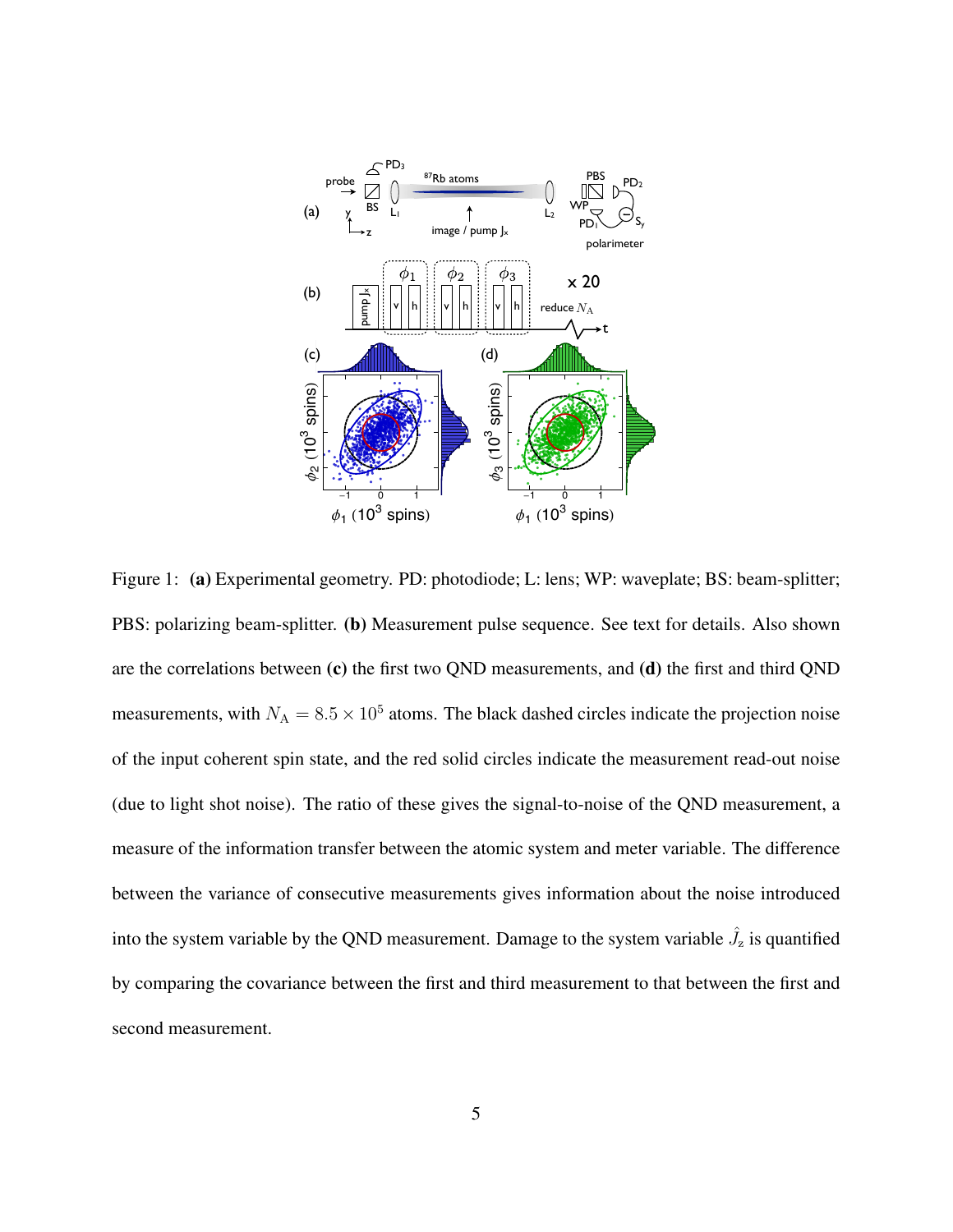Figure 1: **(a)** Experimental geometry. PD: photodiode; L: lens; WP: waveplate; BS: beam-splitter; PBS: polarizing beam-splitter. **(b)** Measurement pulse sequence. See text for details. Also shown are the correlations between **(c)** the first two QND measurements, and **(d)** the first and third QND measurements, with $N_{\rm A} = 8.5 \times 10^5$ atoms. The black dashed circles indicate the projection noise of the input coherent spin state, and the red solid circles indicate the measurement read-out noise (due to light shot noise). The ratio of these gives the signal-to-noise of the QND measurement, a measure of the information transfer between the atomic system and meter variable. The difference between the variance of consecutive measurements gives information about the noise introduced into the system variable by the QND measurement. Damage to the system variable $\hat{J}_{\rm z}$ is quantified by comparing the covariance between the first and third measurement to that between the first and second measurement.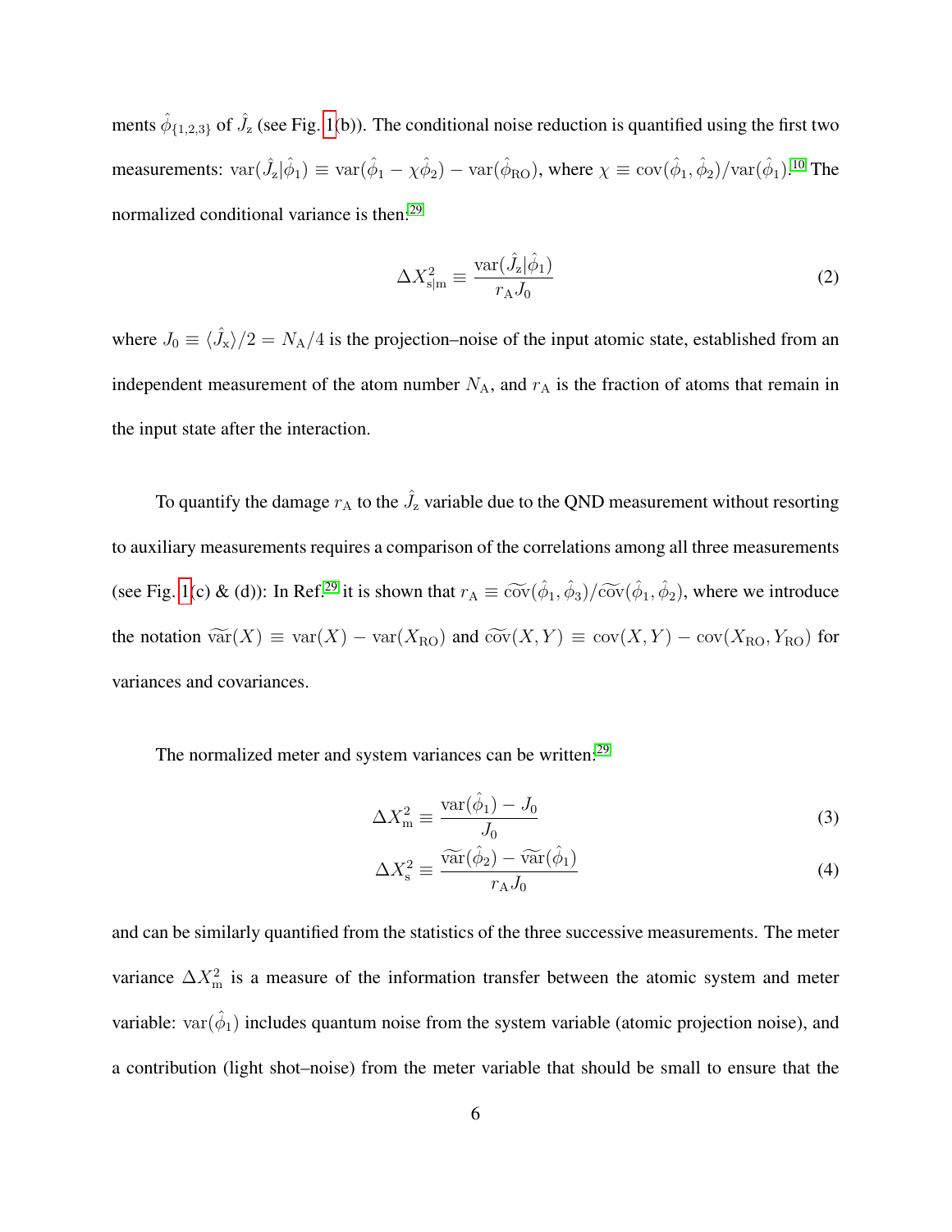ments $\hat{\phi}_{\{1,2,3\}}$ of $\hat{J}_z$ (see Fig. 1(b)). The conditional noise reduction is quantified using the first two measurements: $\mathrm{var}(\hat{J}_z|\hat{\phi}_1) \equiv \mathrm{var}(\hat{\phi}_1 - \chi\hat{\phi}_2) - \mathrm{var}(\hat{\phi}_{\mathrm{RO}})$, where $\chi \equiv \mathrm{cov}(\hat{\phi}_1, \hat{\phi}_2)/\mathrm{var}(\hat{\phi}_1)$.[10] The normalized conditional variance is then:[29]

$$\Delta X^2_{\mathrm{s|m}} \equiv \frac{\mathrm{var}(\hat{J}_z|\hat{\phi}_1)}{r_{\mathrm{A}} J_0} \tag{2}$$

where $J_0 \equiv \langle \hat{J}_x \rangle / 2 = N_{\mathrm{A}}/4$ is the projection–noise of the input atomic state, established from an independent measurement of the atom number $N_{\mathrm{A}}$, and $r_{\mathrm{A}}$ is the fraction of atoms that remain in the input state after the interaction.

To quantify the damage $r_{\mathrm{A}}$ to the $\hat{J}_z$ variable due to the QND measurement without resorting to auxiliary measurements requires a comparison of the correlations among all three measurements (see Fig. 1(c) & (d)): In Ref.[29] it is shown that $r_{\mathrm{A}} \equiv \widetilde{\mathrm{cov}}(\hat{\phi}_1, \hat{\phi}_3)/\widetilde{\mathrm{cov}}(\hat{\phi}_1, \hat{\phi}_2)$, where we introduce the notation $\widetilde{\mathrm{var}}(X) \equiv \mathrm{var}(X) - \mathrm{var}(X_{\mathrm{RO}})$ and $\widetilde{\mathrm{cov}}(X, Y) \equiv \mathrm{cov}(X, Y) - \mathrm{cov}(X_{\mathrm{RO}}, Y_{\mathrm{RO}})$ for variances and covariances.

The normalized meter and system variances can be written:[29]

$$\Delta X^2_{\mathrm{m}} \equiv \frac{\mathrm{var}(\hat{\phi}_1) - J_0}{J_0} \tag{3}$$

$$\Delta X^2_{\mathrm{s}} \equiv \frac{\widetilde{\mathrm{var}}(\hat{\phi}_2) - \widetilde{\mathrm{var}}(\hat{\phi}_1)}{r_{\mathrm{A}} J_0} \tag{4}$$

and can be similarly quantified from the statistics of the three successive measurements. The meter variance $\Delta X^2_{\mathrm{m}}$ is a measure of the information transfer between the atomic system and meter variable: $\mathrm{var}(\hat{\phi}_1)$ includes quantum noise from the system variable (atomic projection noise), and a contribution (light shot–noise) from the meter variable that should be small to ensure that the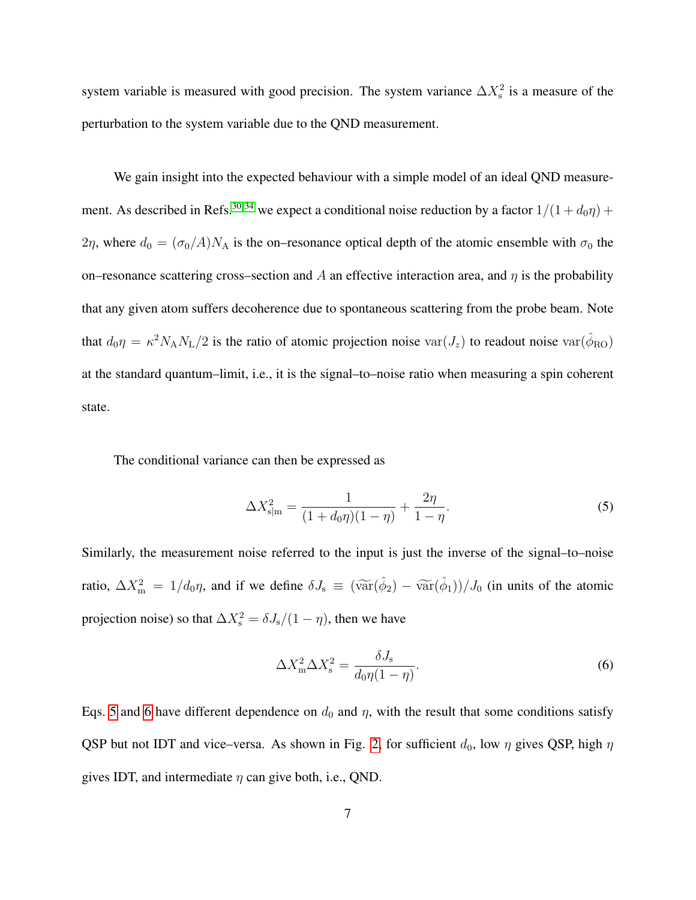system variable is measured with good precision. The system variance $\Delta X_{\rm s}^2$ is a measure of the perturbation to the system variable due to the QND measurement.

We gain insight into the expected behaviour with a simple model of an ideal QND measurement. As described in Refs.[30,34] we expect a conditional noise reduction by a factor $1/(1+d_0\eta) + 2\eta$, where $d_0 = (\sigma_0/A)N_{\rm A}$ is the on–resonance optical depth of the atomic ensemble with $\sigma_0$ the on–resonance scattering cross–section and $A$ an effective interaction area, and $\eta$ is the probability that any given atom suffers decoherence due to spontaneous scattering from the probe beam. Note that $d_0\eta = \kappa^2 N_{\rm A} N_{\rm L}/2$ is the ratio of atomic projection noise $\mathrm{var}(J_z)$ to readout noise $\mathrm{var}(\hat{\phi}_{\rm RO})$ at the standard quantum–limit, i.e., it is the signal–to–noise ratio when measuring a spin coherent state.

The conditional variance can then be expressed as

$$\Delta X_{\rm s|m}^2 = \frac{1}{(1+d_0\eta)(1-\eta)} + \frac{2\eta}{1-\eta}. \tag{5}$$

Similarly, the measurement noise referred to the input is just the inverse of the signal–to–noise ratio, $\Delta X_{\rm m}^2 = 1/d_0\eta$, and if we define $\delta J_{\rm s} \equiv (\widetilde{\mathrm{var}}(\hat{\phi}_2) - \widetilde{\mathrm{var}}(\hat{\phi}_1))/J_0$ (in units of the atomic projection noise) so that $\Delta X_{\rm s}^2 = \delta J_{\rm s}/(1-\eta)$, then we have

$$\Delta X_{\rm m}^2 \Delta X_{\rm s}^2 = \frac{\delta J_{\rm s}}{d_0\eta(1-\eta)}. \tag{6}$$

Eqs. 5 and 6 have different dependence on $d_0$ and $\eta$, with the result that some conditions satisfy QSP but not IDT and vice–versa. As shown in Fig. 2, for sufficient $d_0$, low $\eta$ gives QSP, high $\eta$ gives IDT, and intermediate $\eta$ can give both, i.e., QND.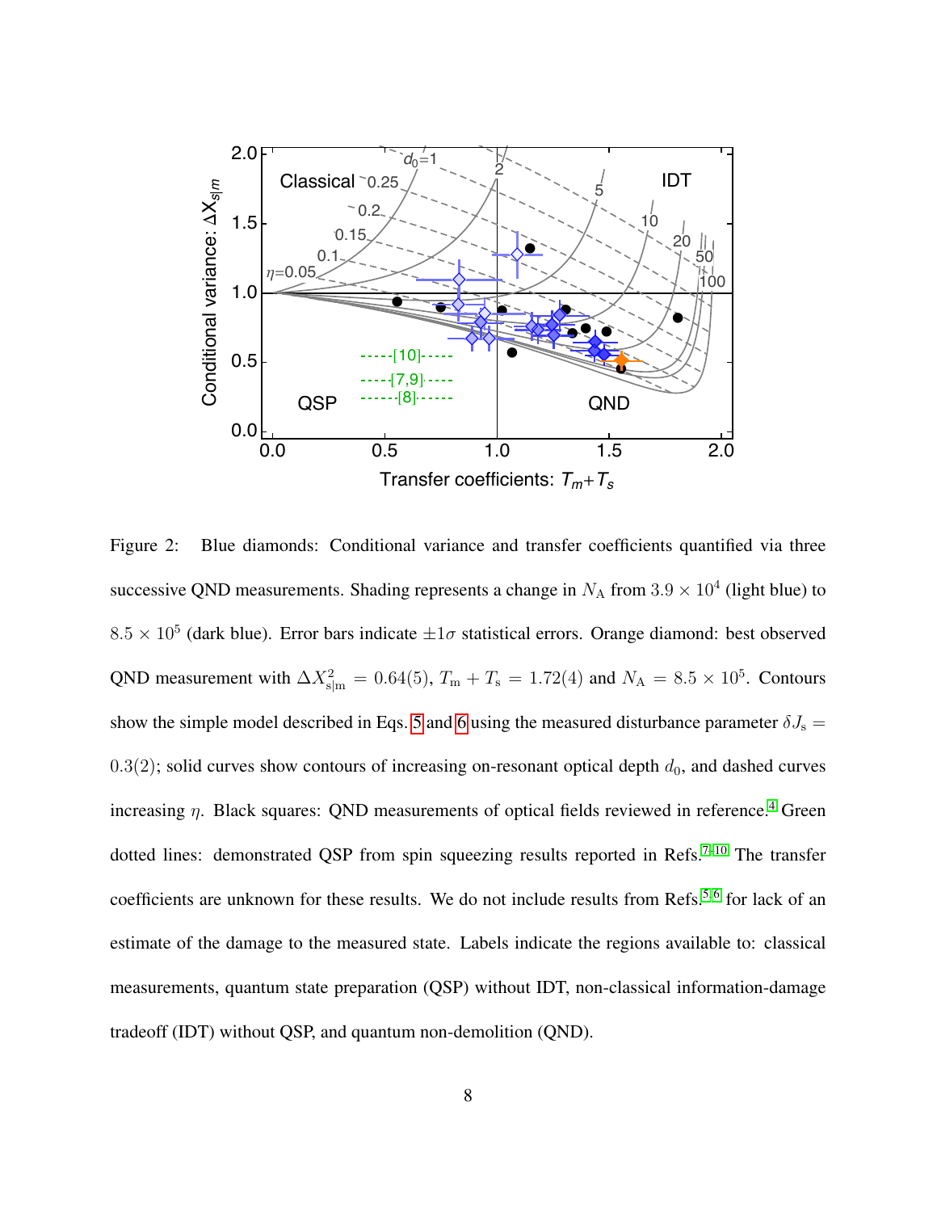Figure 2: Blue diamonds: Conditional variance and transfer coefficients quantified via three successive QND measurements. Shading represents a change in $N_\mathrm{A}$ from $3.9 \times 10^4$ (light blue) to $8.5 \times 10^5$ (dark blue). Error bars indicate $\pm 1\sigma$ statistical errors. Orange diamond: best observed QND measurement with $\Delta X^2_{\mathrm{s|m}} = 0.64(5)$, $T_\mathrm{m} + T_\mathrm{s} = 1.72(4)$ and $N_\mathrm{A} = 8.5 \times 10^5$. Contours show the simple model described in Eqs. 5 and 6 using the measured disturbance parameter $\delta J_\mathrm{s} = 0.3(2)$; solid curves show contours of increasing on-resonant optical depth $d_0$, and dashed curves increasing $\eta$. Black squares: QND measurements of optical fields reviewed in reference.[4] Green dotted lines: demonstrated QSP from spin squeezing results reported in Refs.[7–10] The transfer coefficients are unknown for these results. We do not include results from Refs.[5,6] for lack of an estimate of the damage to the measured state. Labels indicate the regions available to: classical measurements, quantum state preparation (QSP) without IDT, non-classical information-damage tradeoff (IDT) without QSP, and quantum non-demolition (QND).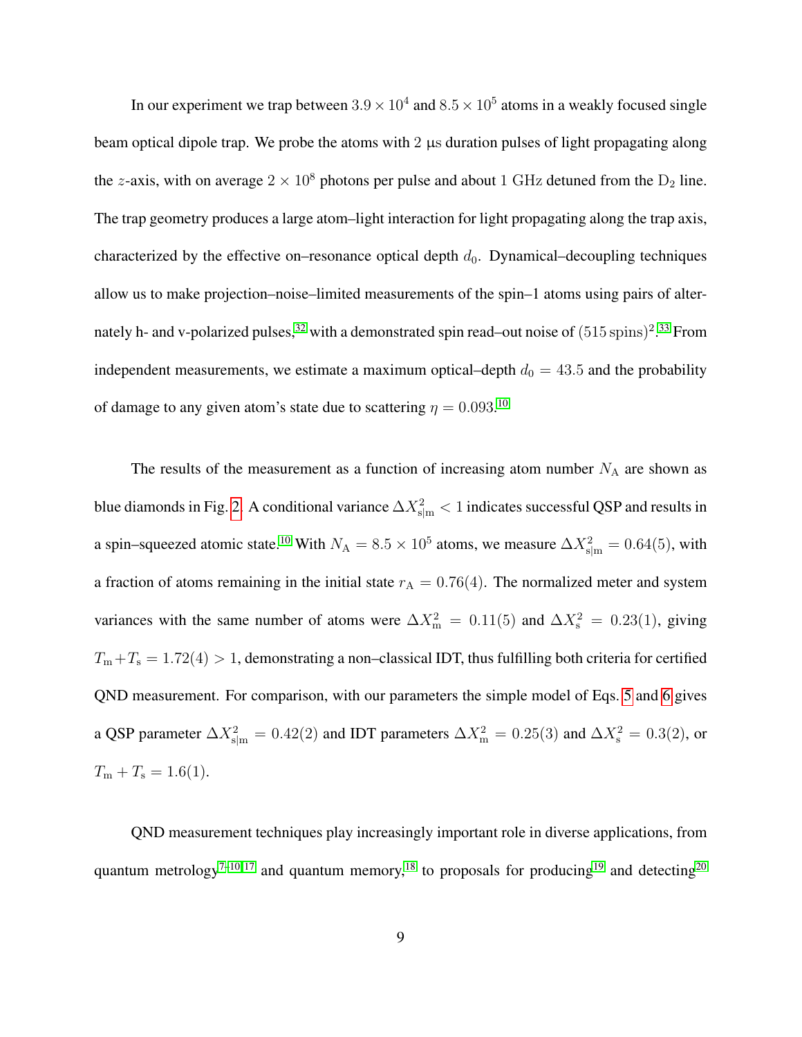In our experiment we trap between $3.9 \times 10^4$ and $8.5 \times 10^5$ atoms in a weakly focused single beam optical dipole trap. We probe the atoms with 2 μs duration pulses of light propagating along the $z$-axis, with on average $2 \times 10^8$ photons per pulse and about 1 GHz detuned from the $D_2$ line. The trap geometry produces a large atom–light interaction for light propagating along the trap axis, characterized by the effective on–resonance optical depth $d_0$. Dynamical–decoupling techniques allow us to make projection–noise–limited measurements of the spin–1 atoms using pairs of alternately h- and v-polarized pulses,[32] with a demonstrated spin read–out noise of $(515\,\text{spins})^2$.[33] From independent measurements, we estimate a maximum optical–depth $d_0 = 43.5$ and the probability of damage to any given atom's state due to scattering $\eta = 0.093$.[10]

The results of the measurement as a function of increasing atom number $N_\text{A}$ are shown as blue diamonds in Fig. 2. A conditional variance $\Delta X^2_{\text{s|m}} < 1$ indicates successful QSP and results in a spin–squeezed atomic state.[10] With $N_\text{A} = 8.5 \times 10^5$ atoms, we measure $\Delta X^2_{\text{s|m}} = 0.64(5)$, with a fraction of atoms remaining in the initial state $r_\text{A} = 0.76(4)$. The normalized meter and system variances with the same number of atoms were $\Delta X^2_\text{m} = 0.11(5)$ and $\Delta X^2_\text{s} = 0.23(1)$, giving $T_\text{m} + T_\text{s} = 1.72(4) > 1$, demonstrating a non–classical IDT, thus fulfilling both criteria for certified QND measurement. For comparison, with our parameters the simple model of Eqs. 5 and 6 gives a QSP parameter $\Delta X^2_{\text{s|m}} = 0.42(2)$ and IDT parameters $\Delta X^2_\text{m} = 0.25(3)$ and $\Delta X^2_\text{s} = 0.3(2)$, or $T_\text{m} + T_\text{s} = 1.6(1)$.

QND measurement techniques play increasingly important role in diverse applications, from quantum metrology[7–10,17] and quantum memory,[18] to proposals for producing[19] and detecting[20]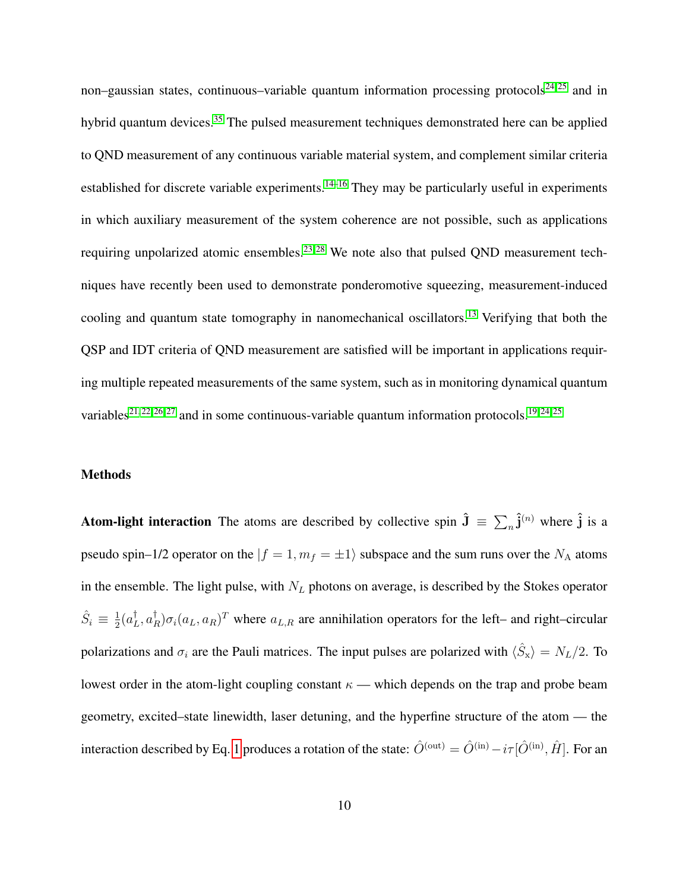non–gaussian states, continuous–variable quantum information processing protocols[24,25] and in hybrid quantum devices.[35] The pulsed measurement techniques demonstrated here can be applied to QND measurement of any continuous variable material system, and complement similar criteria established for discrete variable experiments.[14–16] They may be particularly useful in experiments in which auxiliary measurement of the system coherence are not possible, such as applications requiring unpolarized atomic ensembles.[23,28] We note also that pulsed QND measurement techniques have recently been used to demonstrate ponderomotive squeezing, measurement-induced cooling and quantum state tomography in nanomechanical oscillators.[13] Verifying that both the QSP and IDT criteria of QND measurement are satisfied will be important in applications requiring multiple repeated measurements of the same system, such as in monitoring dynamical quantum variables[21,22,26,27] and in some continuous-variable quantum information protocols.[19,24,25]

## Methods

**Atom-light interaction** The atoms are described by collective spin $\hat{\mathbf{J}} \equiv \sum_n \hat{\mathbf{j}}^{(n)}$ where $\hat{\mathbf{j}}$ is a pseudo spin–1/2 operator on the $|f = 1, m_f = \pm 1\rangle$ subspace and the sum runs over the $N_{\mathrm{A}}$ atoms in the ensemble. The light pulse, with $N_L$ photons on average, is described by the Stokes operator $\hat{S}_i \equiv \frac{1}{2}(a_L^\dagger, a_R^\dagger)\sigma_i(a_L, a_R)^T$ where $a_{L,R}$ are annihilation operators for the left– and right–circular polarizations and $\sigma_i$ are the Pauli matrices. The input pulses are polarized with $\langle \hat{S}_{\mathrm{x}} \rangle = N_L/2$. To lowest order in the atom-light coupling constant $\kappa$ — which depends on the trap and probe beam geometry, excited–state linewidth, laser detuning, and the hyperfine structure of the atom — the interaction described by Eq. 1 produces a rotation of the state: $\hat{O}^{(\mathrm{out})} = \hat{O}^{(\mathrm{in})} - i\tau[\hat{O}^{(\mathrm{in})}, \hat{H}]$. For an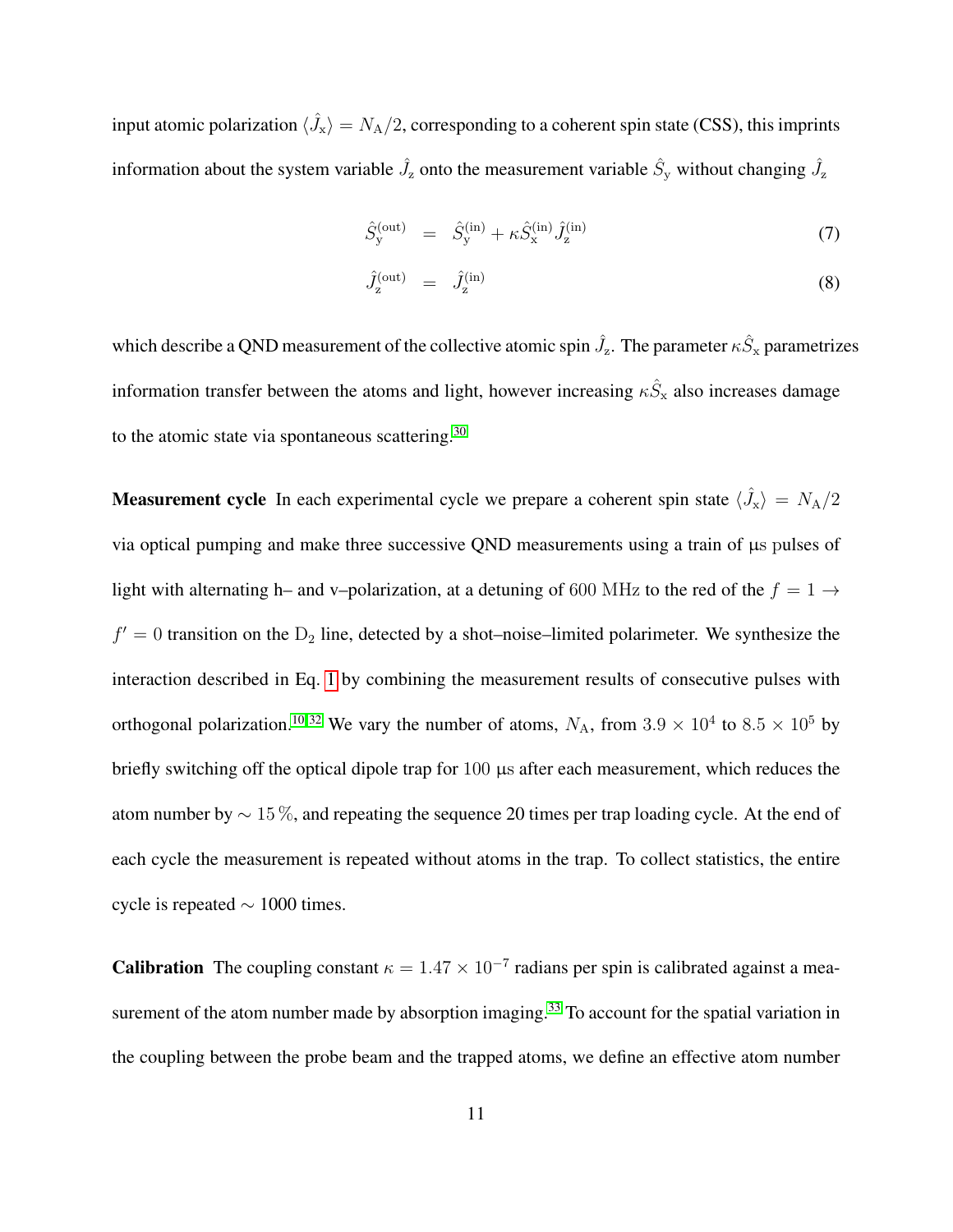input atomic polarization $\langle \hat{J}_\mathrm{x} \rangle = N_\mathrm{A}/2$, corresponding to a coherent spin state (CSS), this imprints information about the system variable $\hat{J}_\mathrm{z}$ onto the measurement variable $\hat{S}_\mathrm{y}$ without changing $\hat{J}_\mathrm{z}$

$$
\hat{S}_\mathrm{y}^{(\mathrm{out})} = \hat{S}_\mathrm{y}^{(\mathrm{in})} + \kappa \hat{S}_\mathrm{x}^{(\mathrm{in})} \hat{J}_\mathrm{z}^{(\mathrm{in})} \tag{7}
$$

$$
\hat{J}_\mathrm{z}^{(\mathrm{out})} = \hat{J}_\mathrm{z}^{(\mathrm{in})} \tag{8}
$$

which describe a QND measurement of the collective atomic spin $\hat{J}_\mathrm{z}$. The parameter $\kappa \hat{S}_\mathrm{x}$ parametrizes information transfer between the atoms and light, however increasing $\kappa \hat{S}_\mathrm{x}$ also increases damage to the atomic state via spontaneous scattering.[30]

**Measurement cycle** In each experimental cycle we prepare a coherent spin state $\langle \hat{J}_\mathrm{x} \rangle = N_\mathrm{A}/2$ via optical pumping and make three successive QND measurements using a train of μs pulses of light with alternating h– and v–polarization, at a detuning of 600 MHz to the red of the $f = 1 \rightarrow f' = 0$ transition on the $\mathrm{D}_2$ line, detected by a shot–noise–limited polarimeter. We synthesize the interaction described in Eq. 1 by combining the measurement results of consecutive pulses with orthogonal polarization.[10,32] We vary the number of atoms, $N_\mathrm{A}$, from $3.9 \times 10^4$ to $8.5 \times 10^5$ by briefly switching off the optical dipole trap for 100 μs after each measurement, which reduces the atom number by $\sim 15\,\%$, and repeating the sequence 20 times per trap loading cycle. At the end of each cycle the measurement is repeated without atoms in the trap. To collect statistics, the entire cycle is repeated $\sim$ 1000 times.

**Calibration** The coupling constant $\kappa = 1.47 \times 10^{-7}$ radians per spin is calibrated against a measurement of the atom number made by absorption imaging.[33] To account for the spatial variation in the coupling between the probe beam and the trapped atoms, we define an effective atom number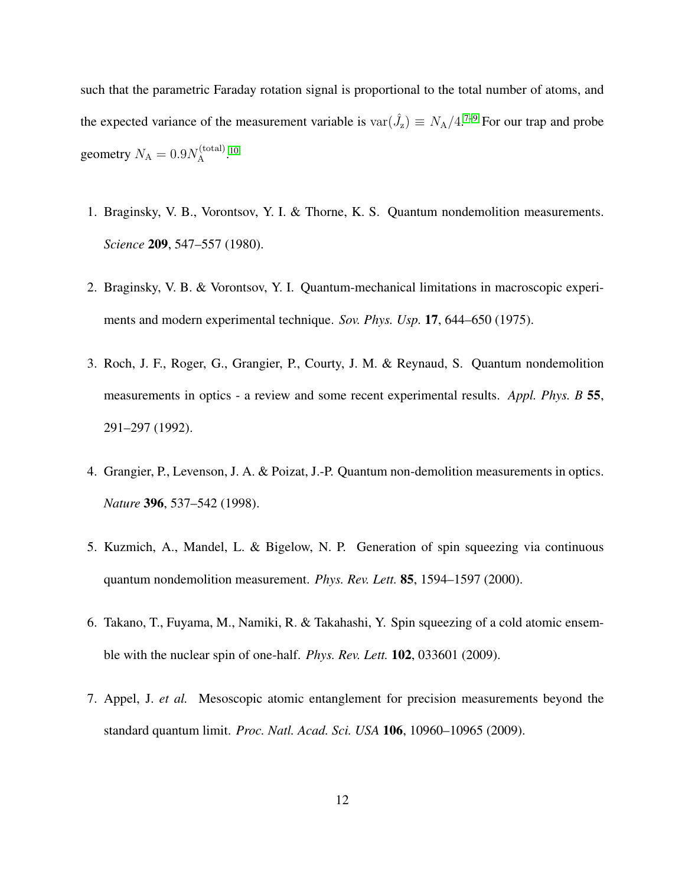such that the parametric Faraday rotation signal is proportional to the total number of atoms, and the expected variance of the measurement variable is $\mathrm{var}(\hat{J}_\mathrm{z}) \equiv N_\mathrm{A}/4$.[7–9] For our trap and probe geometry $N_\mathrm{A} = 0.9 N_\mathrm{A}^{(\mathrm{total})}$.[10]

1. Braginsky, V. B., Vorontsov, Y. I. & Thorne, K. S. Quantum nondemolition measurements. *Science* **209**, 547–557 (1980).
2. Braginsky, V. B. & Vorontsov, Y. I. Quantum-mechanical limitations in macroscopic experiments and modern experimental technique. *Sov. Phys. Usp.* **17**, 644–650 (1975).
3. Roch, J. F., Roger, G., Grangier, P., Courty, J. M. & Reynaud, S. Quantum nondemolition measurements in optics - a review and some recent experimental results. *Appl. Phys. B* **55**, 291–297 (1992).
4. Grangier, P., Levenson, J. A. & Poizat, J.-P. Quantum non-demolition measurements in optics. *Nature* **396**, 537–542 (1998).
5. Kuzmich, A., Mandel, L. & Bigelow, N. P. Generation of spin squeezing via continuous quantum nondemolition measurement. *Phys. Rev. Lett.* **85**, 1594–1597 (2000).
6. Takano, T., Fuyama, M., Namiki, R. & Takahashi, Y. Spin squeezing of a cold atomic ensemble with the nuclear spin of one-half. *Phys. Rev. Lett.* **102**, 033601 (2009).
7. Appel, J. *et al.* Mesoscopic atomic entanglement for precision measurements beyond the standard quantum limit. *Proc. Natl. Acad. Sci. USA* **106**, 10960–10965 (2009).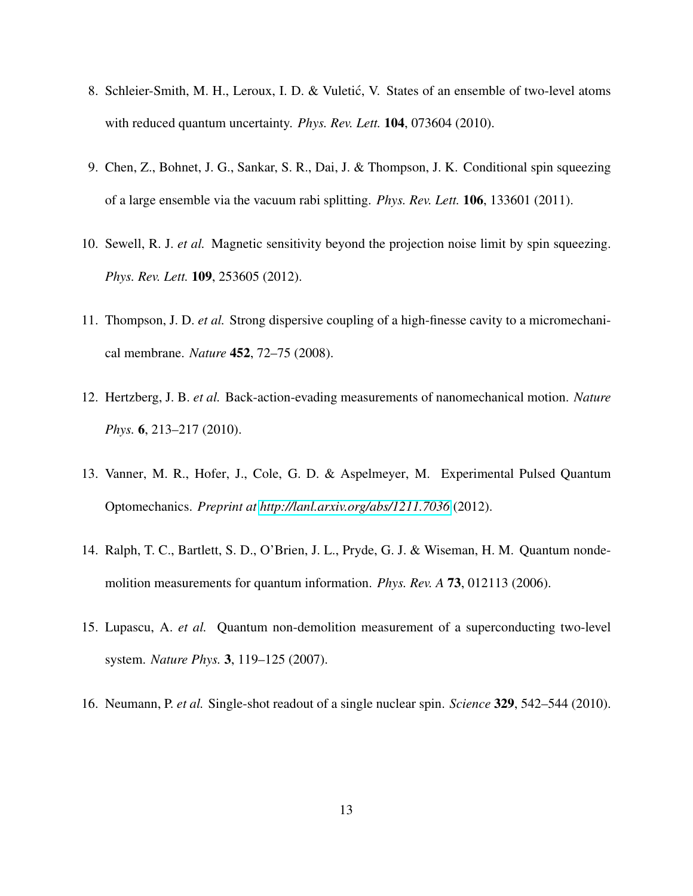8. Schleier-Smith, M. H., Leroux, I. D. & Vuletić, V. States of an ensemble of two-level atoms with reduced quantum uncertainty. *Phys. Rev. Lett.* **104**, 073604 (2010).

9. Chen, Z., Bohnet, J. G., Sankar, S. R., Dai, J. & Thompson, J. K. Conditional spin squeezing of a large ensemble via the vacuum rabi splitting. *Phys. Rev. Lett.* **106**, 133601 (2011).

10. Sewell, R. J. *et al.* Magnetic sensitivity beyond the projection noise limit by spin squeezing. *Phys. Rev. Lett.* **109**, 253605 (2012).

11. Thompson, J. D. *et al.* Strong dispersive coupling of a high-finesse cavity to a micromechanical membrane. *Nature* **452**, 72–75 (2008).

12. Hertzberg, J. B. *et al.* Back-action-evading measurements of nanomechanical motion. *Nature Phys.* **6**, 213–217 (2010).

13. Vanner, M. R., Hofer, J., Cole, G. D. & Aspelmeyer, M. Experimental Pulsed Quantum Optomechanics. *Preprint at http://lanl.arxiv.org/abs/1211.7036* (2012).

14. Ralph, T. C., Bartlett, S. D., O'Brien, J. L., Pryde, G. J. & Wiseman, H. M. Quantum nondemolition measurements for quantum information. *Phys. Rev. A* **73**, 012113 (2006).

15. Lupascu, A. *et al.* Quantum non-demolition measurement of a superconducting two-level system. *Nature Phys.* **3**, 119–125 (2007).

16. Neumann, P. *et al.* Single-shot readout of a single nuclear spin. *Science* **329**, 542–544 (2010).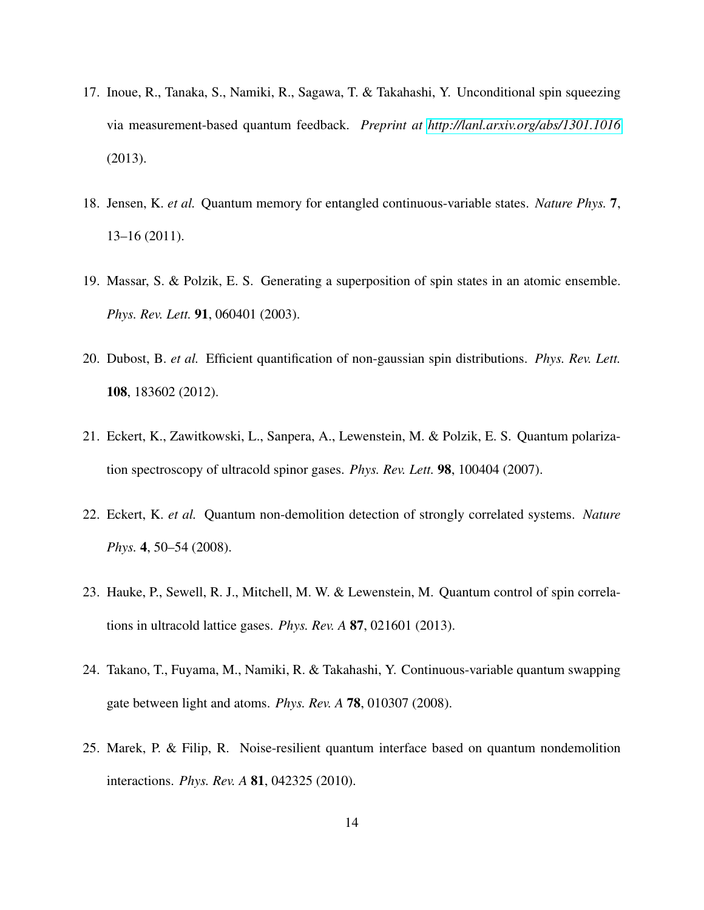17. Inoue, R., Tanaka, S., Namiki, R., Sagawa, T. & Takahashi, Y. Unconditional spin squeezing via measurement-based quantum feedback. *Preprint at http://lanl.arxiv.org/abs/1301.1016* (2013).

18. Jensen, K. *et al.* Quantum memory for entangled continuous-variable states. *Nature Phys.* **7**, 13–16 (2011).

19. Massar, S. & Polzik, E. S. Generating a superposition of spin states in an atomic ensemble. *Phys. Rev. Lett.* **91**, 060401 (2003).

20. Dubost, B. *et al.* Efficient quantification of non-gaussian spin distributions. *Phys. Rev. Lett.* **108**, 183602 (2012).

21. Eckert, K., Zawitkowski, L., Sanpera, A., Lewenstein, M. & Polzik, E. S. Quantum polarization spectroscopy of ultracold spinor gases. *Phys. Rev. Lett.* **98**, 100404 (2007).

22. Eckert, K. *et al.* Quantum non-demolition detection of strongly correlated systems. *Nature Phys.* **4**, 50–54 (2008).

23. Hauke, P., Sewell, R. J., Mitchell, M. W. & Lewenstein, M. Quantum control of spin correlations in ultracold lattice gases. *Phys. Rev. A* **87**, 021601 (2013).

24. Takano, T., Fuyama, M., Namiki, R. & Takahashi, Y. Continuous-variable quantum swapping gate between light and atoms. *Phys. Rev. A* **78**, 010307 (2008).

25. Marek, P. & Filip, R. Noise-resilient quantum interface based on quantum nondemolition interactions. *Phys. Rev. A* **81**, 042325 (2010).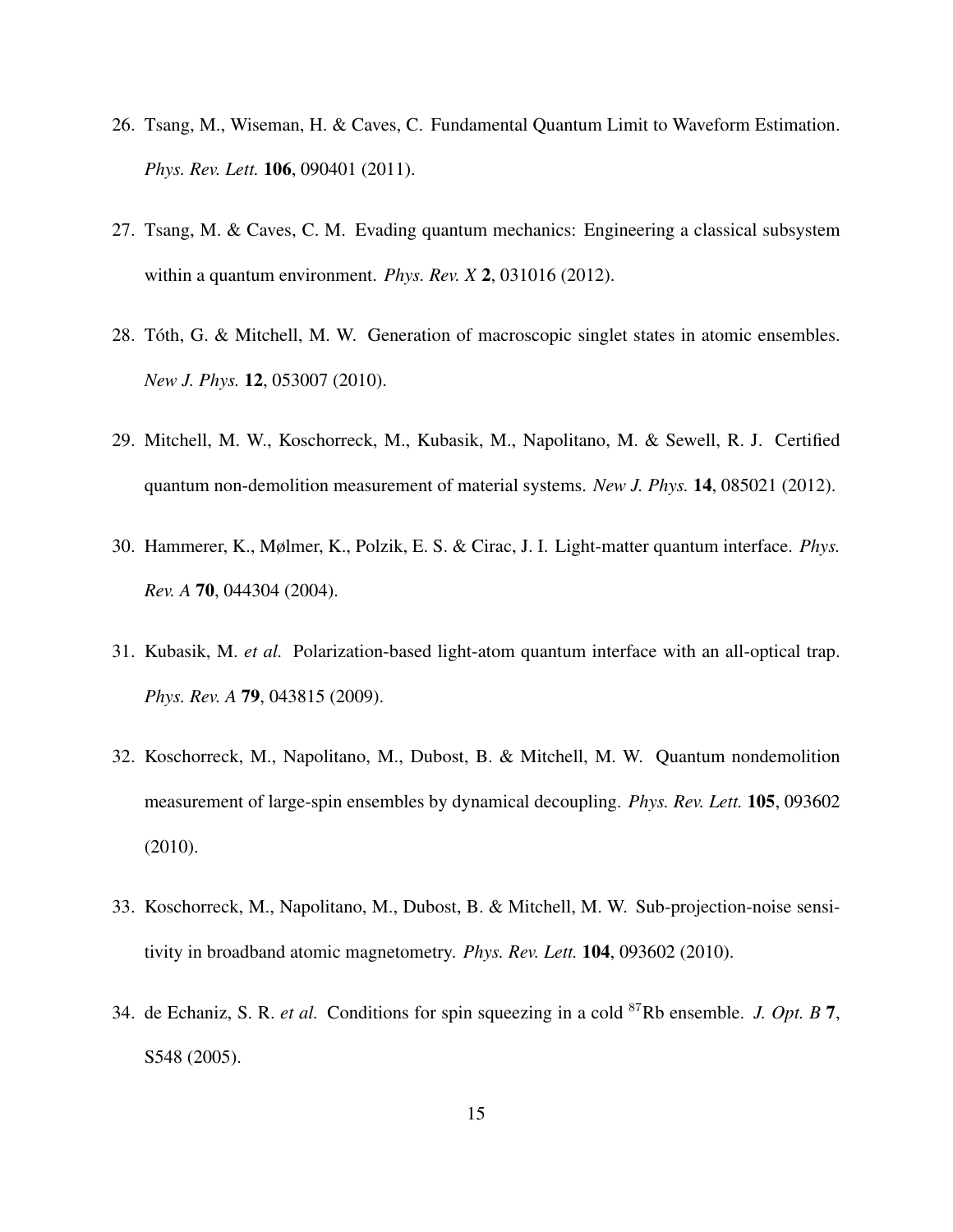26. Tsang, M., Wiseman, H. & Caves, C. Fundamental Quantum Limit to Waveform Estimation. *Phys. Rev. Lett.* **106**, 090401 (2011).

27. Tsang, M. & Caves, C. M. Evading quantum mechanics: Engineering a classical subsystem within a quantum environment. *Phys. Rev. X* **2**, 031016 (2012).

28. Tóth, G. & Mitchell, M. W. Generation of macroscopic singlet states in atomic ensembles. *New J. Phys.* **12**, 053007 (2010).

29. Mitchell, M. W., Koschorreck, M., Kubasik, M., Napolitano, M. & Sewell, R. J. Certified quantum non-demolition measurement of material systems. *New J. Phys.* **14**, 085021 (2012).

30. Hammerer, K., Mølmer, K., Polzik, E. S. & Cirac, J. I. Light-matter quantum interface. *Phys. Rev. A* **70**, 044304 (2004).

31. Kubasik, M. *et al.* Polarization-based light-atom quantum interface with an all-optical trap. *Phys. Rev. A* **79**, 043815 (2009).

32. Koschorreck, M., Napolitano, M., Dubost, B. & Mitchell, M. W. Quantum nondemolition measurement of large-spin ensembles by dynamical decoupling. *Phys. Rev. Lett.* **105**, 093602 (2010).

33. Koschorreck, M., Napolitano, M., Dubost, B. & Mitchell, M. W. Sub-projection-noise sensitivity in broadband atomic magnetometry. *Phys. Rev. Lett.* **104**, 093602 (2010).

34. de Echaniz, S. R. *et al.* Conditions for spin squeezing in a cold $^{87}$Rb ensemble. *J. Opt. B* **7**, S548 (2005).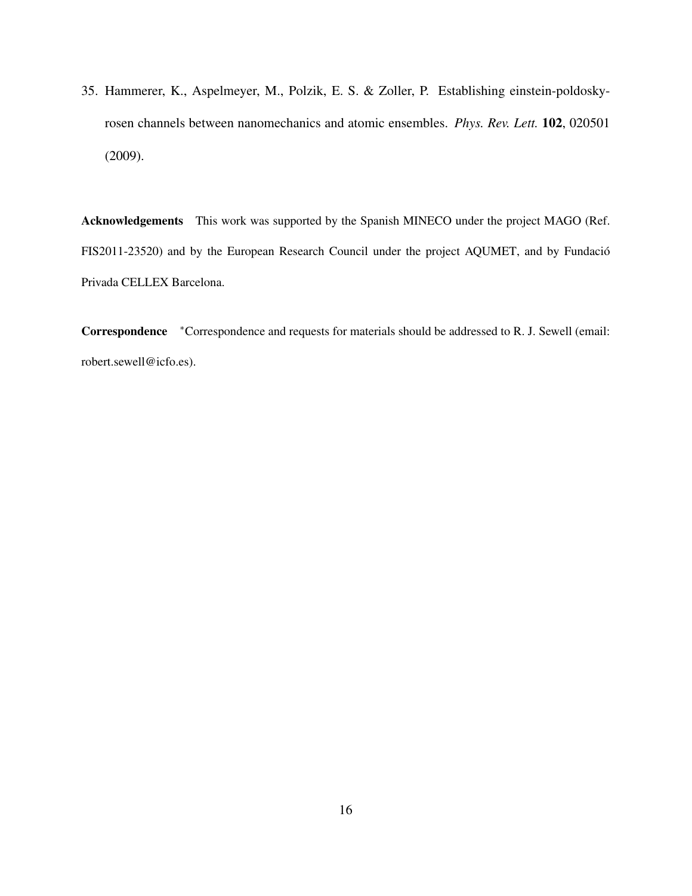35. Hammerer, K., Aspelmeyer, M., Polzik, E. S. & Zoller, P. Establishing einstein-poldosky-rosen channels between nanomechanics and atomic ensembles. *Phys. Rev. Lett.* **102**, 020501 (2009).

**Acknowledgements** This work was supported by the Spanish MINECO under the project MAGO (Ref. FIS2011-23520) and by the European Research Council under the project AQUMET, and by Fundació Privada CELLEX Barcelona.

**Correspondence** *Correspondence and requests for materials should be addressed to R. J. Sewell (email: robert.sewell@icfo.es).